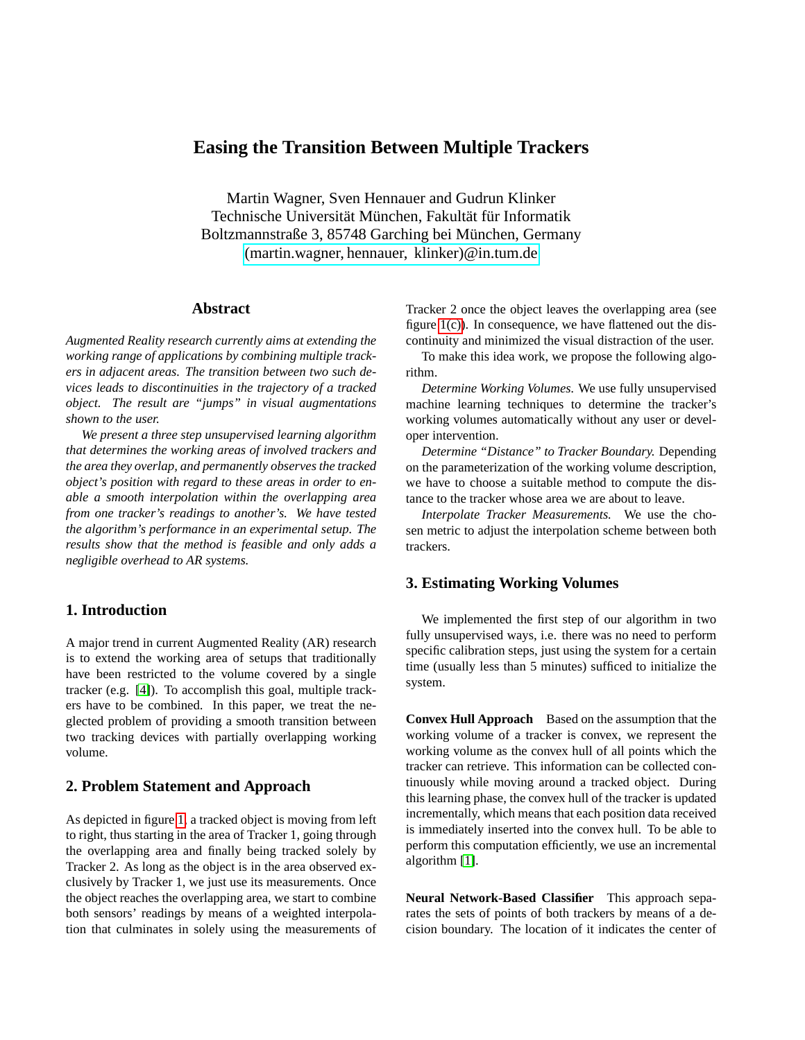# Easing the Transition Between Multiple Trackers

Martin Wagner, Sven Hennauer and Gudrun Klinker
Technische Universität München, Fakultät für Informatik
Boltzmannstraße 3, 85748 Garching bei München, Germany
(martin.wagner, hennauer, klinker)@in.tum.de

## Abstract

*Augmented Reality research currently aims at extending the working range of applications by combining multiple trackers in adjacent areas. The transition between two such devices leads to discontinuities in the trajectory of a tracked object. The result are "jumps" in visual augmentations shown to the user.*

*We present a three step unsupervised learning algorithm that determines the working areas of involved trackers and the area they overlap, and permanently observes the tracked object's position with regard to these areas in order to enable a smooth interpolation within the overlapping area from one tracker's readings to another's. We have tested the algorithm's performance in an experimental setup. The results show that the method is feasible and only adds a negligible overhead to AR systems.*

## 1. Introduction

A major trend in current Augmented Reality (AR) research is to extend the working area of setups that traditionally have been restricted to the volume covered by a single tracker (e.g. [4]). To accomplish this goal, multiple trackers have to be combined. In this paper, we treat the neglected problem of providing a smooth transition between two tracking devices with partially overlapping working volume.

## 2. Problem Statement and Approach

As depicted in figure 1, a tracked object is moving from left to right, thus starting in the area of Tracker 1, going through the overlapping area and finally being tracked solely by Tracker 2. As long as the object is in the area observed exclusively by Tracker 1, we just use its measurements. Once the object reaches the overlapping area, we start to combine both sensors' readings by means of a weighted interpolation that culminates in solely using the measurements of Tracker 2 once the object leaves the overlapping area (see figure 1(c)). In consequence, we have flattened out the discontinuity and minimized the visual distraction of the user.

To make this idea work, we propose the following algorithm.

*Determine Working Volumes.* We use fully unsupervised machine learning techniques to determine the tracker's working volumes automatically without any user or developer intervention.

*Determine "Distance" to Tracker Boundary.* Depending on the parameterization of the working volume description, we have to choose a suitable method to compute the distance to the tracker whose area we are about to leave.

*Interpolate Tracker Measurements.* We use the chosen metric to adjust the interpolation scheme between both trackers.

## 3. Estimating Working Volumes

We implemented the first step of our algorithm in two fully unsupervised ways, i.e. there was no need to perform specific calibration steps, just using the system for a certain time (usually less than 5 minutes) sufficed to initialize the system.

**Convex Hull Approach** Based on the assumption that the working volume of a tracker is convex, we represent the working volume as the convex hull of all points which the tracker can retrieve. This information can be collected continuously while moving around a tracked object. During this learning phase, the convex hull of the tracker is updated incrementally, which means that each position data received is immediately inserted into the convex hull. To be able to perform this computation efficiently, we use an incremental algorithm [1].

**Neural Network-Based Classifier** This approach separates the sets of points of both trackers by means of a decision boundary. The location of it indicates the center of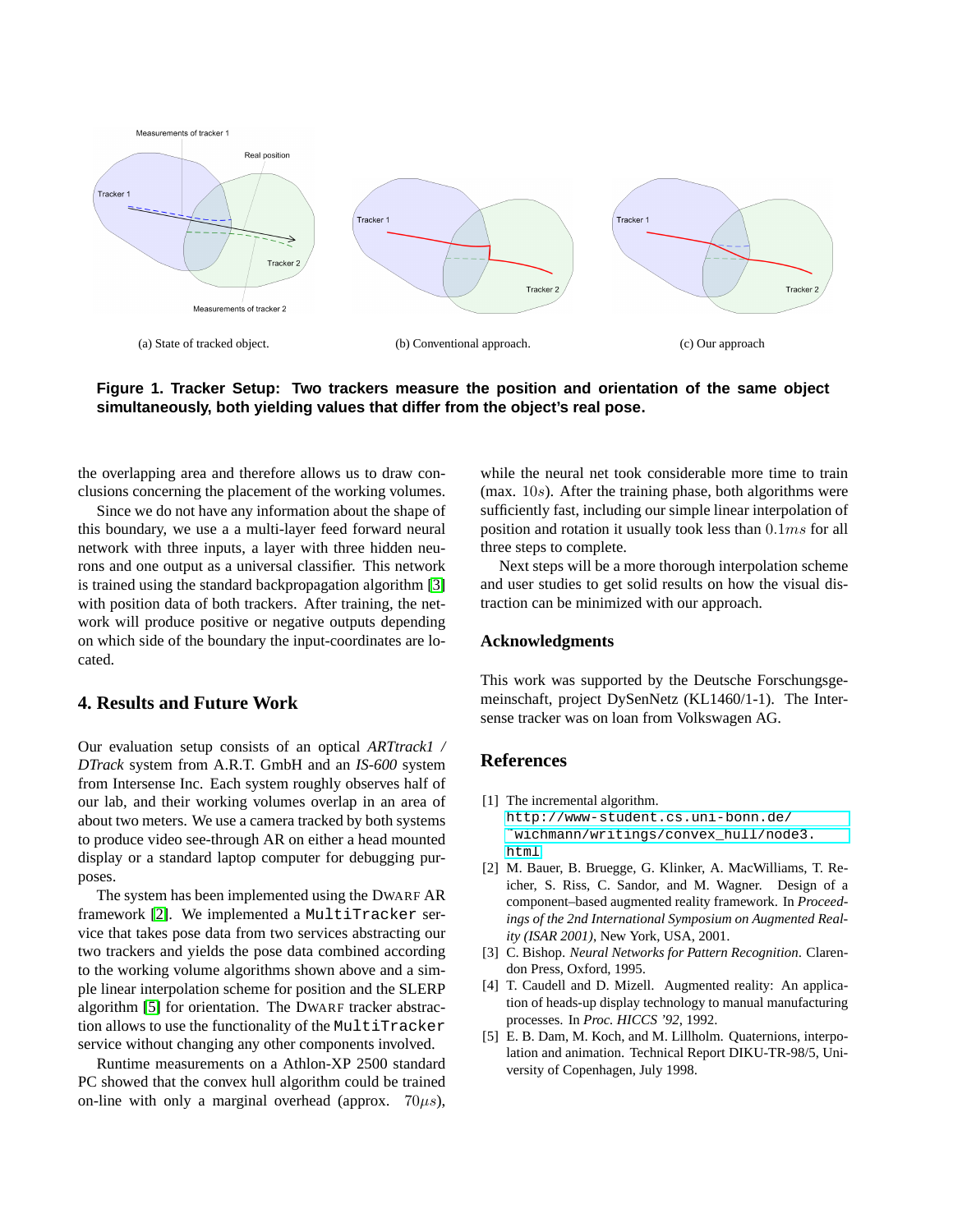Measurements of tracker 1

Real position

Tracker 1

Tracker 2

Measurements of tracker 2

(a) State of tracked object.

Tracker 1

Tracker 2

(b) Conventional approach.

Tracker 1

Tracker 2

(c) Our approach

**Figure 1. Tracker Setup: Two trackers measure the position and orientation of the same object simultaneously, both yielding values that differ from the object's real pose.**

the overlapping area and therefore allows us to draw conclusions concerning the placement of the working volumes.

Since we do not have any information about the shape of this boundary, we use a a multi-layer feed forward neural network with three inputs, a layer with three hidden neurons and one output as a universal classifier. This network is trained using the standard backpropagation algorithm [3] with position data of both trackers. After training, the network will produce positive or negative outputs depending on which side of the boundary the input-coordinates are located.

## 4. Results and Future Work

Our evaluation setup consists of an optical *ARTtrack1 / DTrack* system from A.R.T. GmbH and an *IS-600* system from Intersense Inc. Each system roughly observes half of our lab, and their working volumes overlap in an area of about two meters. We use a camera tracked by both systems to produce video see-through AR on either a head mounted display or a standard laptop computer for debugging purposes.

The system has been implemented using the DWARF AR framework [2]. We implemented a `MultiTracker` service that takes pose data from two services abstracting our two trackers and yields the pose data combined according to the working volume algorithms shown above and a simple linear interpolation scheme for position and the SLERP algorithm [5] for orientation. The DWARF tracker abstraction allows to use the functionality of the `MultiTracker` service without changing any other components involved.

Runtime measurements on a Athlon-XP 2500 standard PC showed that the convex hull algorithm could be trained on-line with only a marginal overhead (approx. $70\mu s$), while the neural net took considerable more time to train (max. $10s$). After the training phase, both algorithms were sufficiently fast, including our simple linear interpolation of position and rotation it usually took less than $0.1ms$ for all three steps to complete.

Next steps will be a more thorough interpolation scheme and user studies to get solid results on how the visual distraction can be minimized with our approach.

## Acknowledgments

This work was supported by the Deutsche Forschungsgemeinschaft, project DySenNetz (KL1460/1-1). The Intersense tracker was on loan from Volkswagen AG.

## References

[1] The incremental algorithm. `http://www-student.cs.uni-bonn.de/~wichmann/writings/convex_hull/node3.html`

[2] M. Bauer, B. Bruegge, G. Klinker, A. MacWilliams, T. Reicher, S. Riss, C. Sandor, and M. Wagner. Design of a component–based augmented reality framework. In *Proceedings of the 2nd International Symposium on Augmented Reality (ISAR 2001)*, New York, USA, 2001.

[3] C. Bishop. *Neural Networks for Pattern Recognition*. Clarendon Press, Oxford, 1995.

[4] T. Caudell and D. Mizell. Augmented reality: An application of heads-up display technology to manual manufacturing processes. In *Proc. HICCS '92*, 1992.

[5] E. B. Dam, M. Koch, and M. Lillholm. Quaternions, interpolation and animation. Technical Report DIKU-TR-98/5, University of Copenhagen, July 1998.